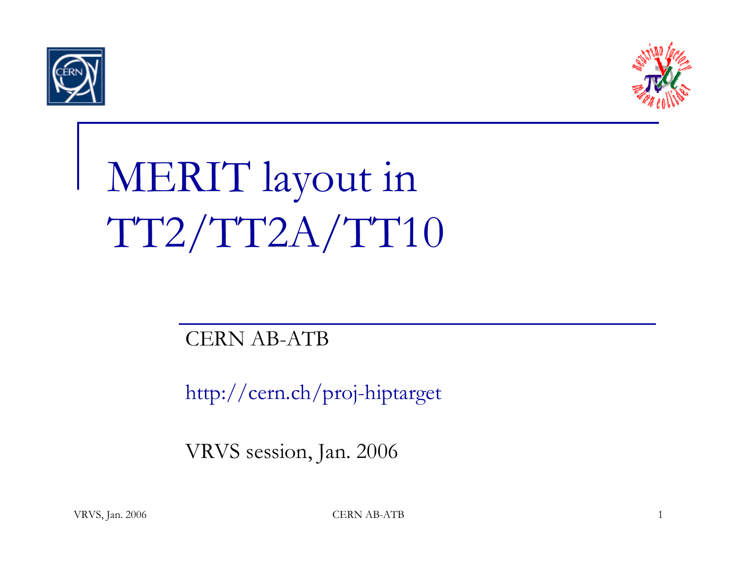# MERIT layout in TT2/TT2A/TT10

CERN AB-ATB

http://cern.ch/proj-hiptarget

VRVS session, Jan. 2006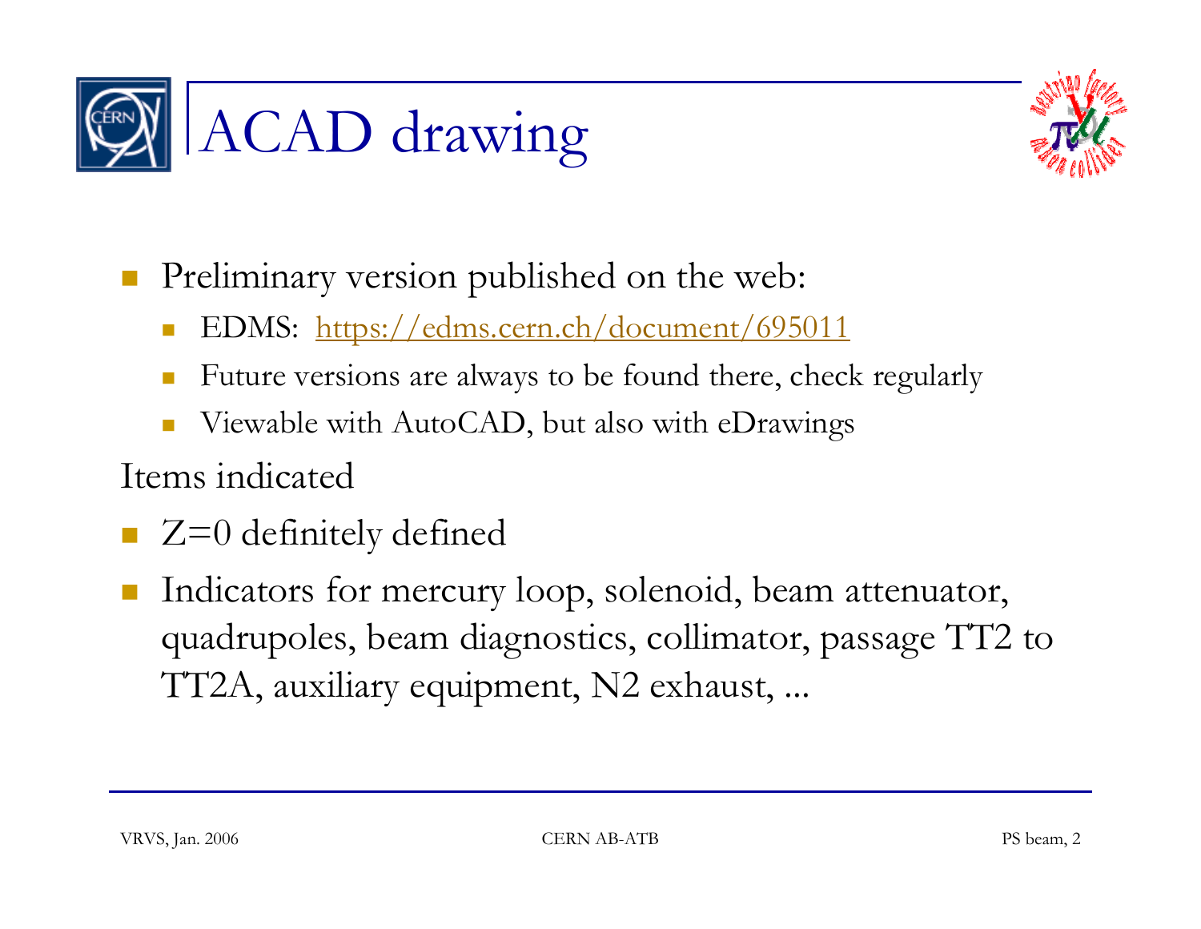# ACAD drawing

- Preliminary version published on the web:
  - EDMS: [https://edms.cern.ch/document/695011](https://edms.cern.ch/document/695011)
  - Future versions are always to be found there, check regularly
  - Viewable with AutoCAD, but also with eDrawings

Items indicated

- Z=0 definitely defined
- Indicators for mercury loop, solenoid, beam attenuator, quadrupoles, beam diagnostics, collimator, passage TT2 to TT2A, auxiliary equipment, N2 exhaust, ...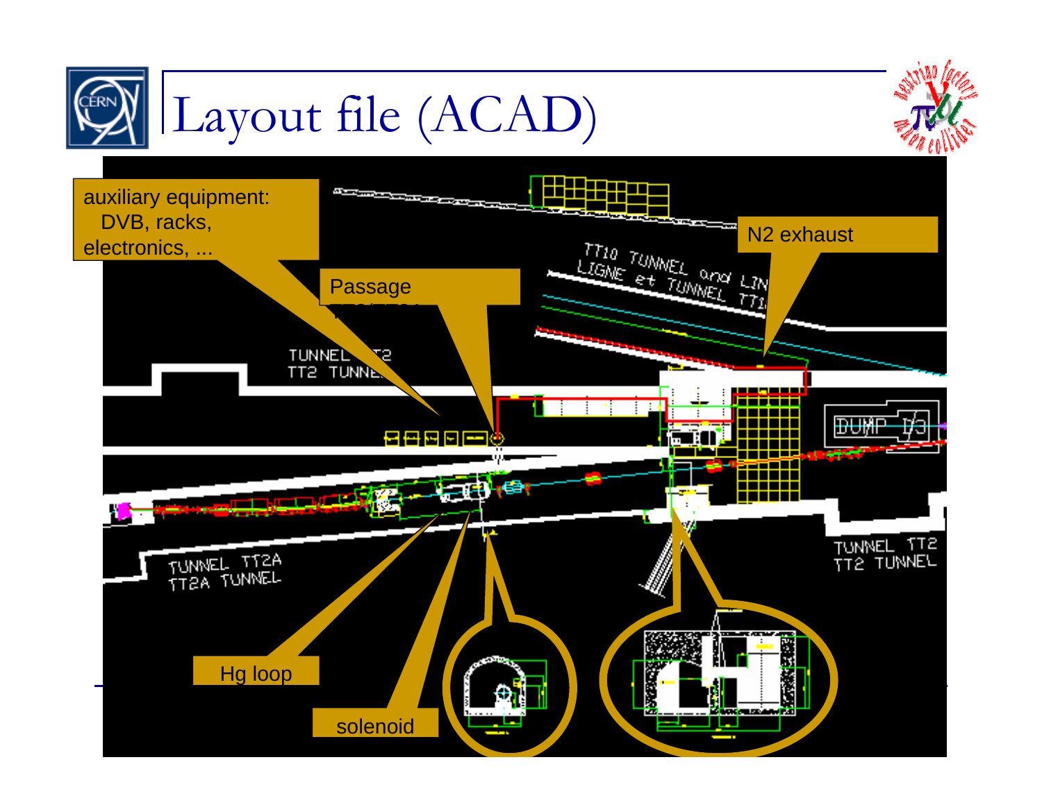# Layout file (ACAD)

auxiliary equipment:
DVB, racks,
electronics, ...

Passage

N2 exhaust

TT10 TUNNEL and LIN
LIGNE et TUNNEL TT1

TUNNEL TT2
TT2 TUNNEL

DUMP

TUNNEL TT2A
TT2A TUNNEL

TUNNEL TT2
TT2 TUNNEL

Hg loop

solenoid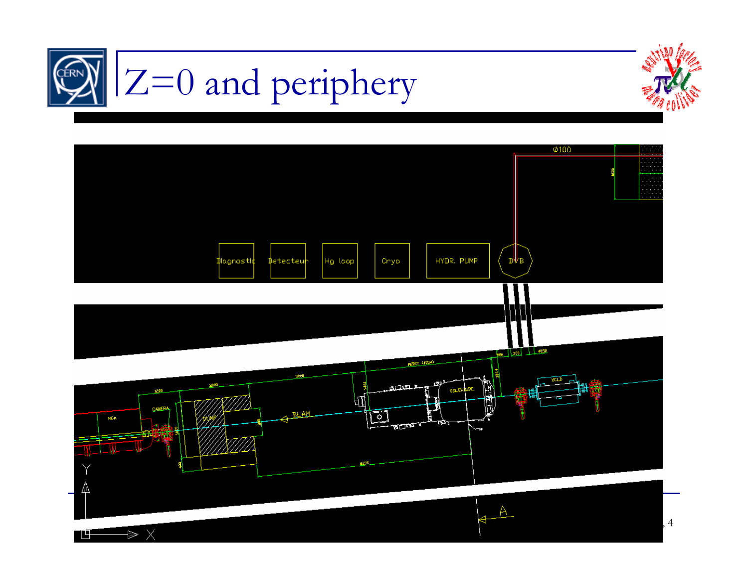# Z=0 and periphery

Diagnostic | Detecteur | Hg loop | Cryo | HYDR. PUMP | DVB

Ø100

MCA | CAMERA | DUMP | BEAM | SOLENOIDE | XCLD

1200 | 2000 | 3000 | MERIT (4034) | 500 | 300 | Ø150 | 6196 | 400 | 1600 | 1441 | 1364

A

Y | X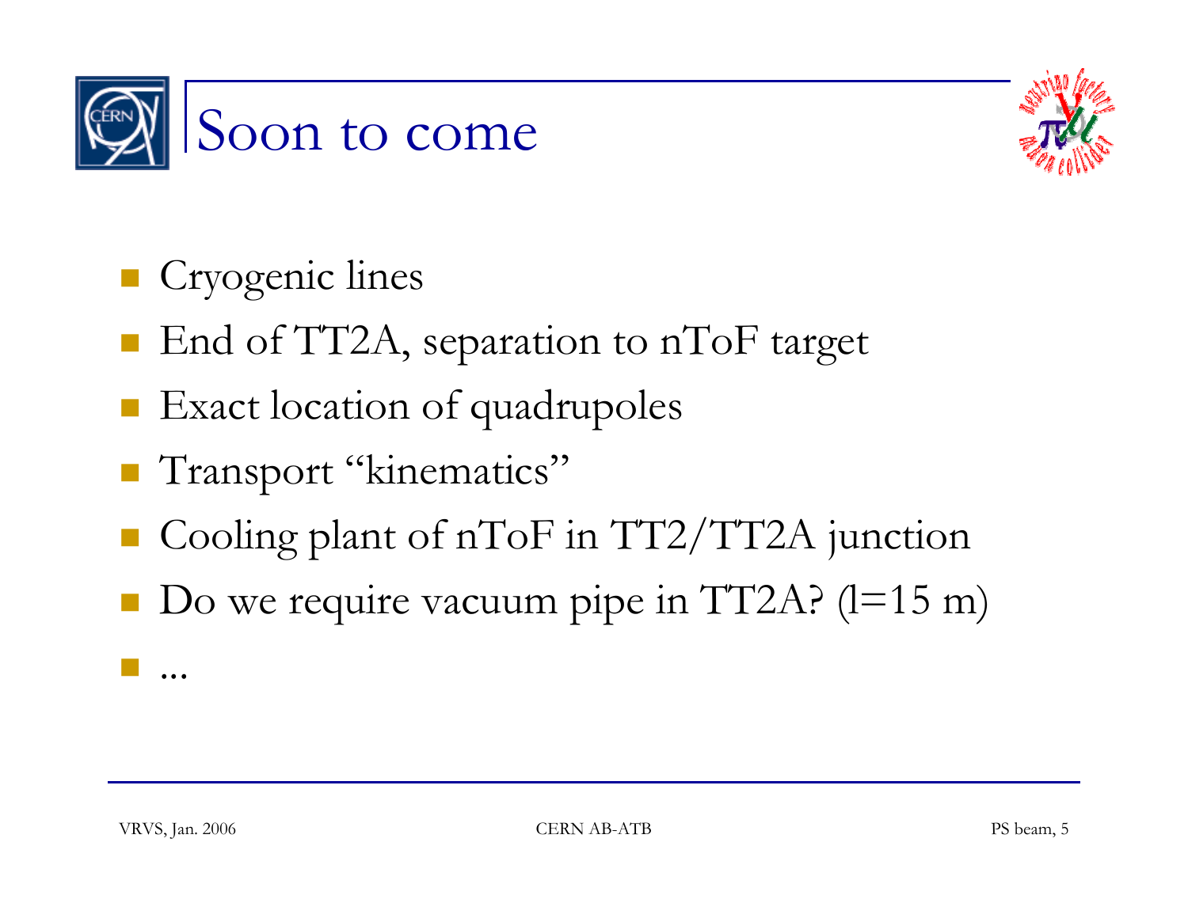# Soon to come

- Cryogenic lines
- End of TT2A, separation to nToF target
- Exact location of quadrupoles
- Transport “kinematics”
- Cooling plant of nToF in TT2/TT2A junction
- Do we require vacuum pipe in TT2A? (l=15 m)
- ...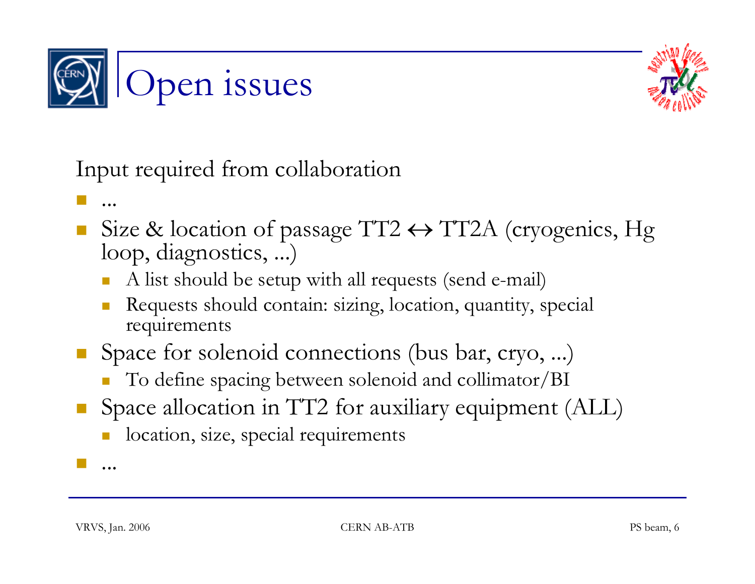# Open issues

Input required from collaboration

- ...
- Size & location of passage TT2 ↔ TT2A (cryogenics, Hg loop, diagnostics, ...)
  - A list should be setup with all requests (send e-mail)
  - Requests should contain: sizing, location, quantity, special requirements
- Space for solenoid connections (bus bar, cryo, ...)
  - To define spacing between solenoid and collimator/BI
- Space allocation in TT2 for auxiliary equipment (ALL)
  - location, size, special requirements
- ...